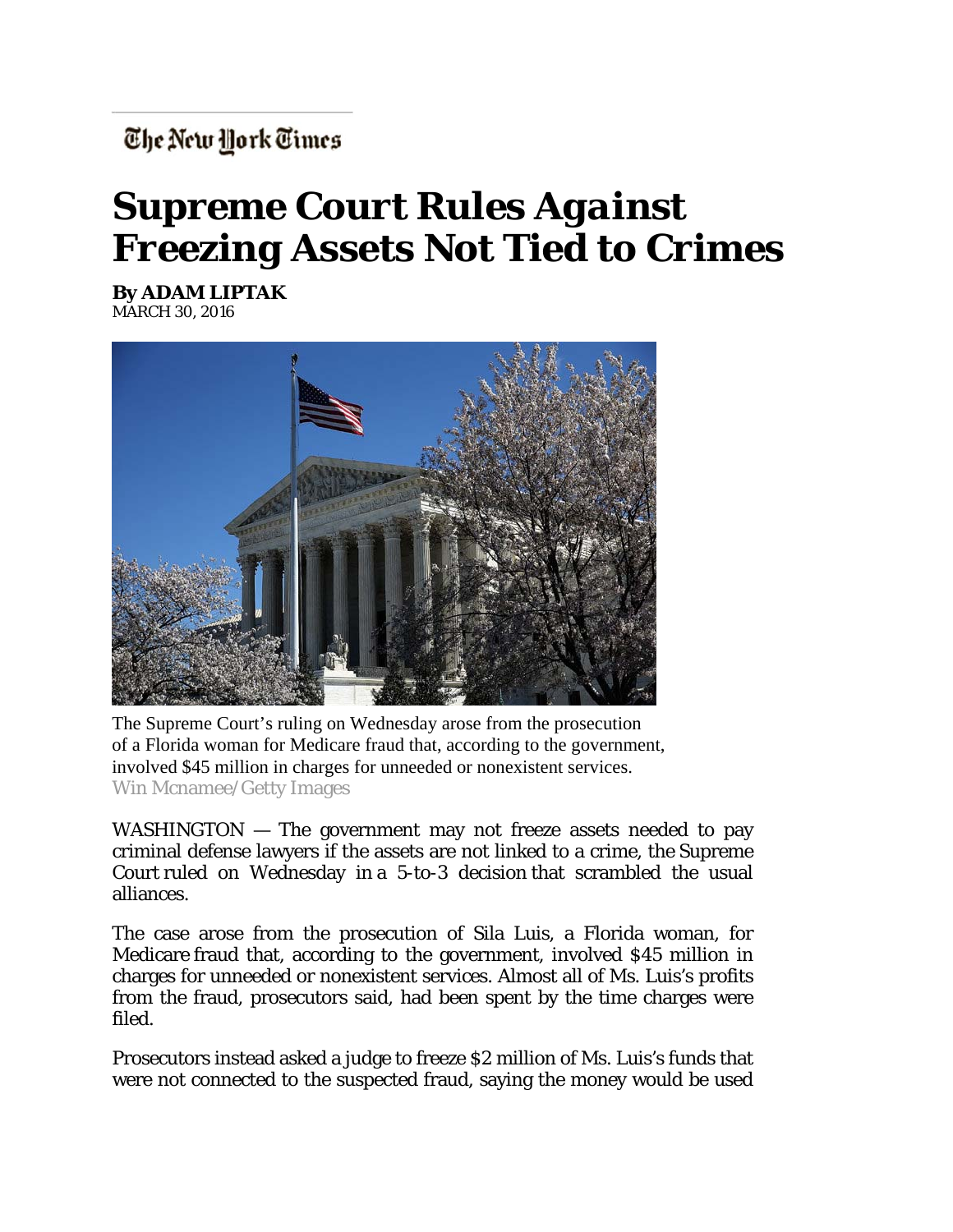The New York Times

# Supreme Court Rules Against Freezing Assets Not Tied to Crimes

**By ADAM LIPTAK**
MARCH 30, 2016

The Supreme Court's ruling on Wednesday arose from the prosecution of a Florida woman for Medicare fraud that, according to the government, involved $45 million in charges for unneeded or nonexistent services.
Win Mcnamee/Getty Images

WASHINGTON — The government may not freeze assets needed to pay criminal defense lawyers if the assets are not linked to a crime, the Supreme Court ruled on Wednesday in a 5-to-3 decision that scrambled the usual alliances.

The case arose from the prosecution of Sila Luis, a Florida woman, for Medicare fraud that, according to the government, involved $45 million in charges for unneeded or nonexistent services. Almost all of Ms. Luis's profits from the fraud, prosecutors said, had been spent by the time charges were filed.

Prosecutors instead asked a judge to freeze $2 million of Ms. Luis's funds that were not connected to the suspected fraud, saying the money would be used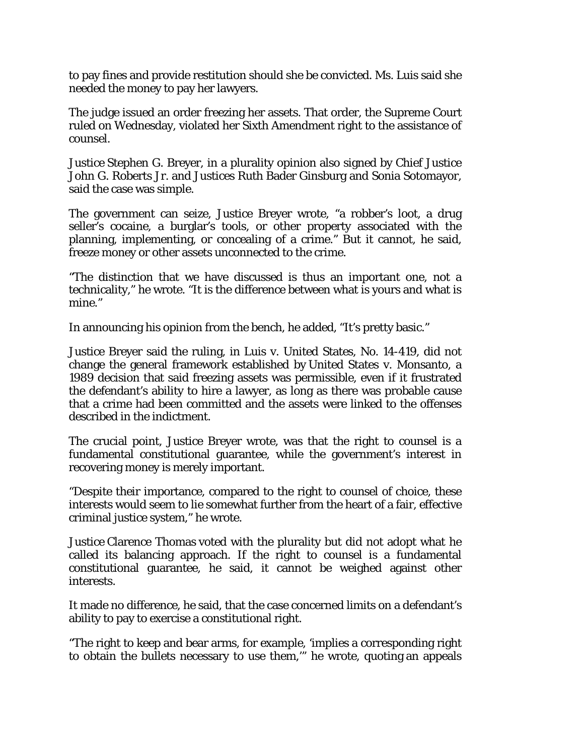to pay fines and provide restitution should she be convicted. Ms. Luis said she needed the money to pay her lawyers.

The judge issued an order freezing her assets. That order, the Supreme Court ruled on Wednesday, violated her Sixth Amendment right to the assistance of counsel.

Justice Stephen G. Breyer, in a plurality opinion also signed by Chief Justice John G. Roberts Jr. and Justices Ruth Bader Ginsburg and Sonia Sotomayor, said the case was simple.

The government can seize, Justice Breyer wrote, "a robber's loot, a drug seller's cocaine, a burglar's tools, or other property associated with the planning, implementing, or concealing of a crime." But it cannot, he said, freeze money or other assets unconnected to the crime.

"The distinction that we have discussed is thus an important one, not a technicality," he wrote. "It is the difference between what is yours and what is mine."

In announcing his opinion from the bench, he added, "It's pretty basic."

Justice Breyer said the ruling, in Luis v. United States, No. 14-419, did not change the general framework established by United States v. Monsanto, a 1989 decision that said freezing assets was permissible, even if it frustrated the defendant's ability to hire a lawyer, as long as there was probable cause that a crime had been committed and the assets were linked to the offenses described in the indictment.

The crucial point, Justice Breyer wrote, was that the right to counsel is a fundamental constitutional guarantee, while the government's interest in recovering money is merely important.

"Despite their importance, compared to the right to counsel of choice, these interests would seem to lie somewhat further from the heart of a fair, effective criminal justice system," he wrote.

Justice Clarence Thomas voted with the plurality but did not adopt what he called its balancing approach. If the right to counsel is a fundamental constitutional guarantee, he said, it cannot be weighed against other interests.

It made no difference, he said, that the case concerned limits on a defendant's ability to pay to exercise a constitutional right.

"The right to keep and bear arms, for example, 'implies a corresponding right to obtain the bullets necessary to use them,'" he wrote, quoting an appeals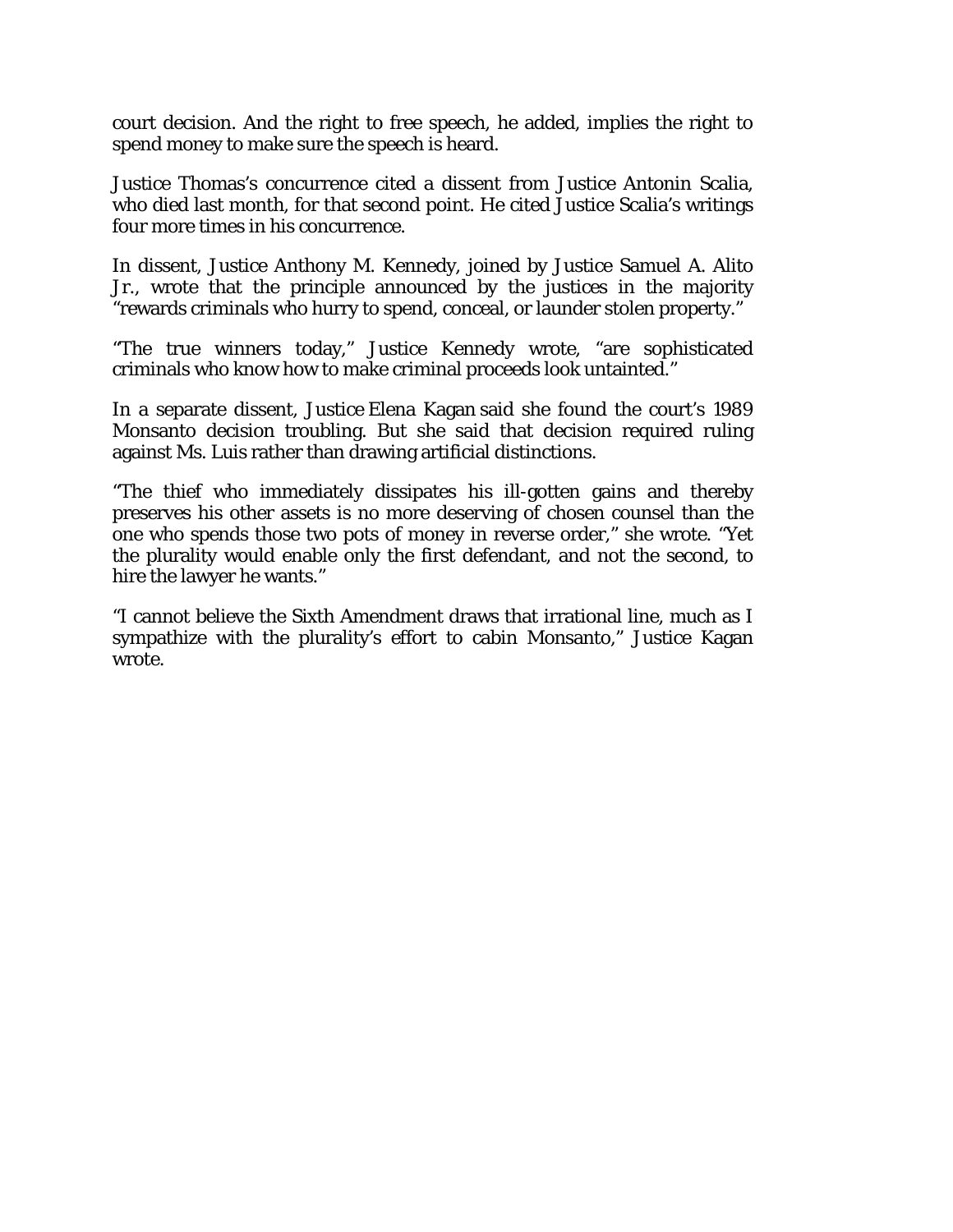court decision. And the right to free speech, he added, implies the right to spend money to make sure the speech is heard.

Justice Thomas's concurrence cited a dissent from Justice Antonin Scalia, who died last month, for that second point. He cited Justice Scalia's writings four more times in his concurrence.

In dissent, Justice Anthony M. Kennedy, joined by Justice Samuel A. Alito Jr., wrote that the principle announced by the justices in the majority "rewards criminals who hurry to spend, conceal, or launder stolen property."

"The true winners today," Justice Kennedy wrote, "are sophisticated criminals who know how to make criminal proceeds look untainted."

In a separate dissent, Justice Elena Kagan said she found the court's 1989 Monsanto decision troubling. But she said that decision required ruling against Ms. Luis rather than drawing artificial distinctions.

"The thief who immediately dissipates his ill-gotten gains and thereby preserves his other assets is no more deserving of chosen counsel than the one who spends those two pots of money in reverse order," she wrote. "Yet the plurality would enable only the first defendant, and not the second, to hire the lawyer he wants."

"I cannot believe the Sixth Amendment draws that irrational line, much as I sympathize with the plurality's effort to cabin Monsanto," Justice Kagan wrote.